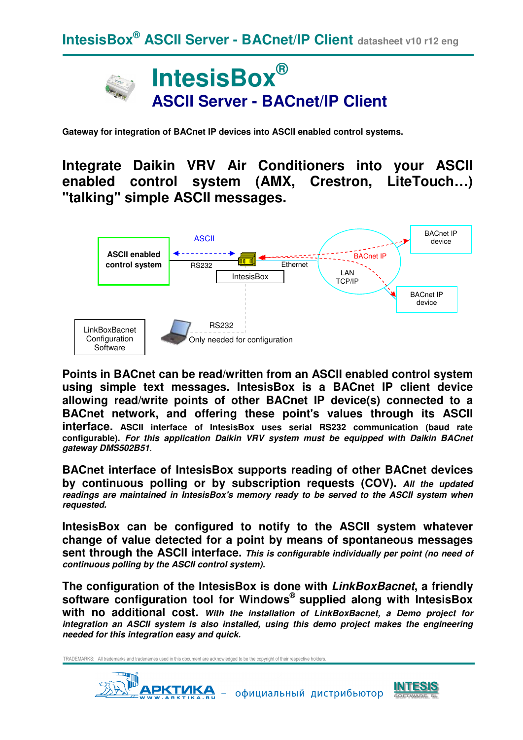# IntesisBox®

## ASCII Server - BACnet/IP Client

**Gateway for integration of BACnet IP devices into ASCII enabled control systems.**

## Integrate Daikin VRV Air Conditioners into your ASCII enabled control system (AMX, Crestron, LiteTouch…) "talking" simple ASCII messages.

ASCII enabled control system — ASCII — RS232 — IntesisBox — Ethernet — BACnet IP — LAN TCP/IP — BACnet IP device — BACnet IP device

LinkBoxBacnet Configuration Software — RS232 — Only needed for configuration

**Points in BACnet can be read/written from an ASCII enabled control system using simple text messages. IntesisBox is a BACnet IP client device allowing read/write points of other BACnet IP device(s) connected to a BACnet network, and offering these point's values through its ASCII interface. ASCII interface of IntesisBox uses serial RS232 communication (baud rate configurable).** ***For this application Daikin VRV system must be equipped with Daikin BACnet gateway DMS502B51***.

**BACnet interface of IntesisBox supports reading of other BACnet devices by continuous polling or by subscription requests (COV).** ***All the updated readings are maintained in IntesisBox's memory ready to be served to the ASCII system when requested.***

**IntesisBox can be configured to notify to the ASCII system whatever change of value detected for a point by means of spontaneous messages sent through the ASCII interface.** ***This is configurable individually per point (no need of continuous polling by the ASCII control system).***

**The configuration of the IntesisBox is done with *LinkBoxBacnet*, a friendly software configuration tool for Windows® supplied along with IntesisBox with no additional cost.** ***With the installation of LinkBoxBacnet, a Demo project for integration an ASCII system is also installed, using this demo project makes the engineering needed for this integration easy and quick.***

TRADEMARKS: All trademarks and tradenames used in this document are acknowledged to be the copyright of their respective holders.

АРКТИКА WWW.ARKTIKA.RU – официальный дистрибьютор INTESIS SOFTWARE SL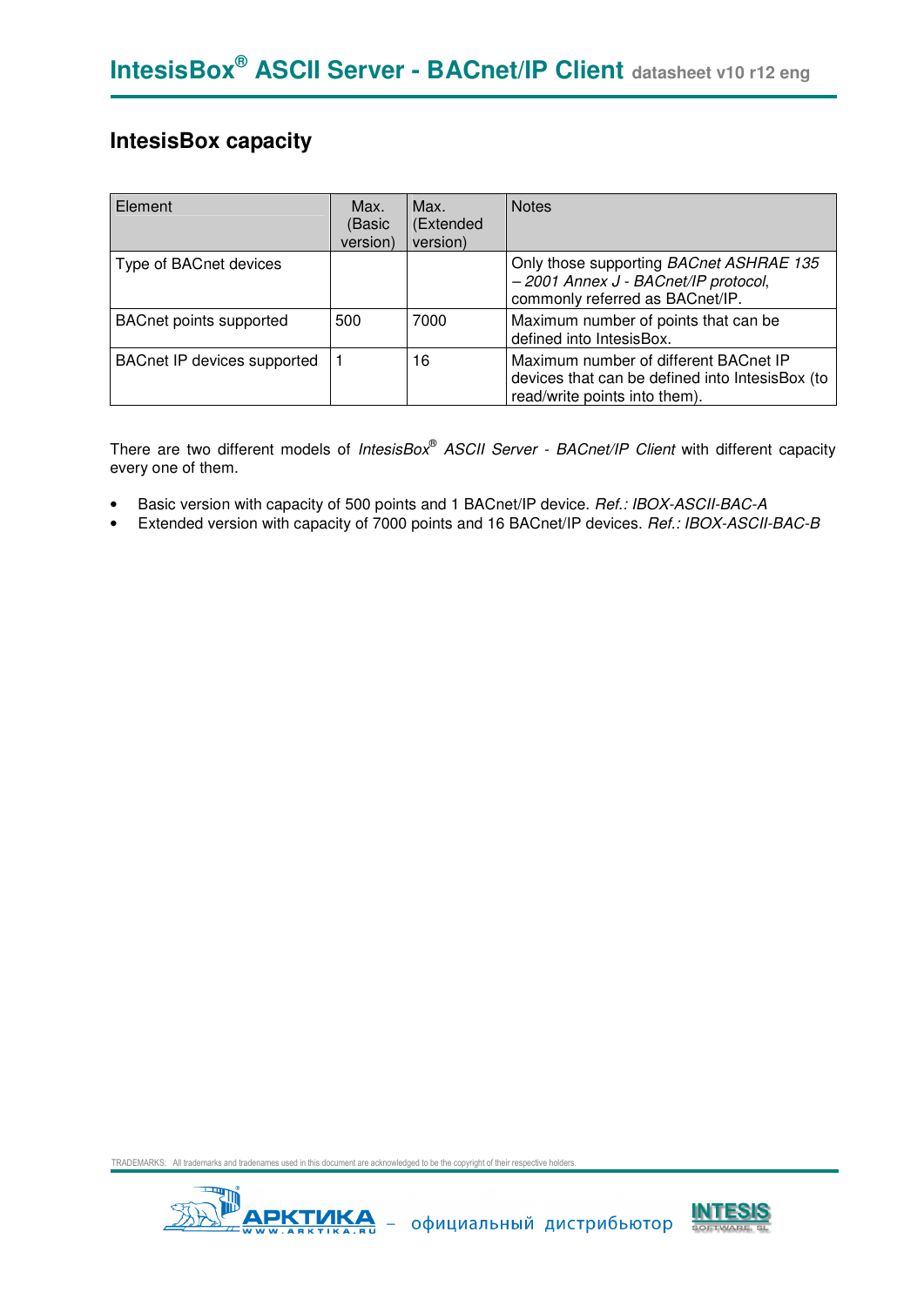## IntesisBox capacity

| Element | Max. (Basic version) | Max. (Extended version) | Notes |
|---|---|---|---|
| Type of BACnet devices | | | Only those supporting *BACnet ASHRAE 135 – 2001 Annex J - BACnet/IP protocol*, commonly referred as BACnet/IP. |
| BACnet points supported | 500 | 7000 | Maximum number of points that can be defined into IntesisBox. |
| BACnet IP devices supported | 1 | 16 | Maximum number of different BACnet IP devices that can be defined into IntesisBox (to read/write points into them). |

There are two different models of *IntesisBox® ASCII Server - BACnet/IP Client* with different capacity every one of them.

- Basic version with capacity of 500 points and 1 BACnet/IP device. *Ref.: IBOX-ASCII-BAC-A*
- Extended version with capacity of 7000 points and 16 BACnet/IP devices. *Ref.: IBOX-ASCII-BAC-B*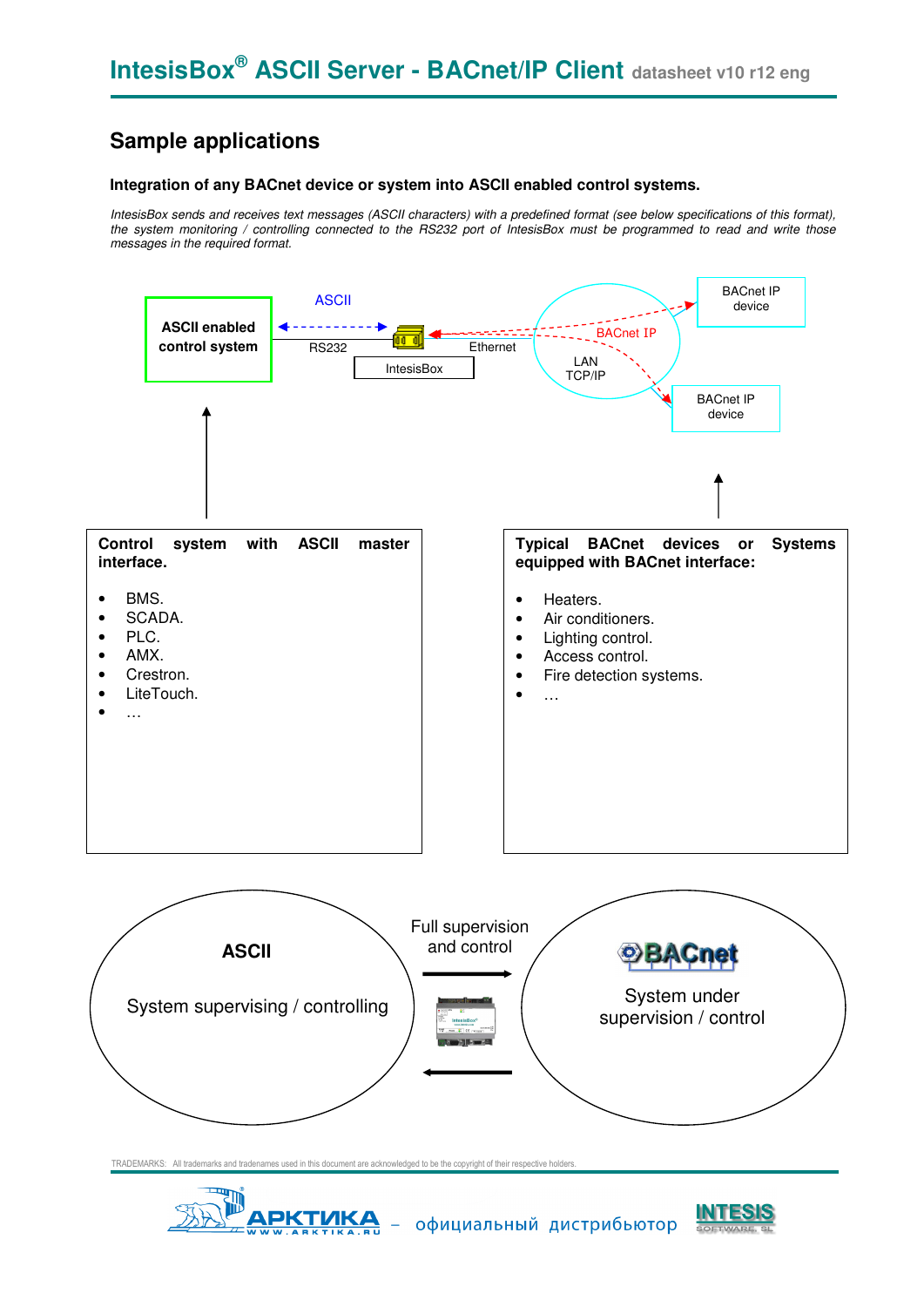## Sample applications

**Integration of any BACnet device or system into ASCII enabled control systems.**

*IntesisBox sends and receives text messages (ASCII characters) with a predefined format (see below specifications of this format), the system monitoring / controlling connected to the RS232 port of IntesisBox must be programmed to read and write those messages in the required format.*

ASCII enabled control system

ASCII

RS232

IntesisBox

Ethernet

BACnet IP

LAN TCP/IP

BACnet IP device

BACnet IP device

**Control system with ASCII master interface.**

- BMS.
- SCADA.
- PLC.
- AMX.
- Crestron.
- LiteTouch.
- …

**Typical BACnet devices or Systems equipped with BACnet interface:**

- Heaters.
- Air conditioners.
- Lighting control.
- Access control.
- Fire detection systems.
- …

**ASCII**

System supervising / controlling

Full supervision and control

BACnet

System under supervision / control

TRADEMARKS: All trademarks and tradenames used in this document are acknowledged to be the copyright of their respective holders.

АРКТИКА WWW.ARKTIKA.RU – официальный дистрибьютор INTESIS SOFTWARE SL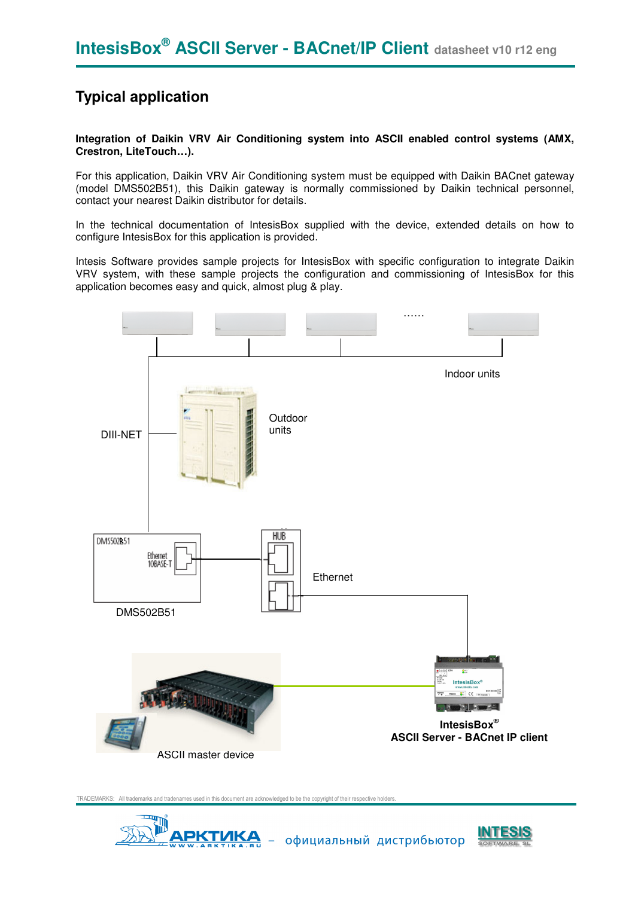## Typical application

**Integration of Daikin VRV Air Conditioning system into ASCII enabled control systems (AMX, Crestron, LiteTouch…).**

For this application, Daikin VRV Air Conditioning system must be equipped with Daikin BACnet gateway (model DMS502B51), this Daikin gateway is normally commissioned by Daikin technical personnel, contact your nearest Daikin distributor for details.

In the technical documentation of IntesisBox supplied with the device, extended details on how to configure IntesisBox for this application is provided.

Intesis Software provides sample projects for IntesisBox with specific configuration to integrate Daikin VRV system, with these sample projects the configuration and commissioning of IntesisBox for this application becomes easy and quick, almost plug & play.

Indoor units

Outdoor units

DIII-NET

DMS502B51

Ethernet 10BASE-T

HUB

Ethernet

DMS502B51

**IntesisBox®**
**ASCII Server - BACnet IP client**

ASCII master device

TRADEMARKS: All trademarks and tradenames used in this document are acknowledged to be the copyright of their respective holders.

АРКТИКА – официальный дистрибьютор INTESIS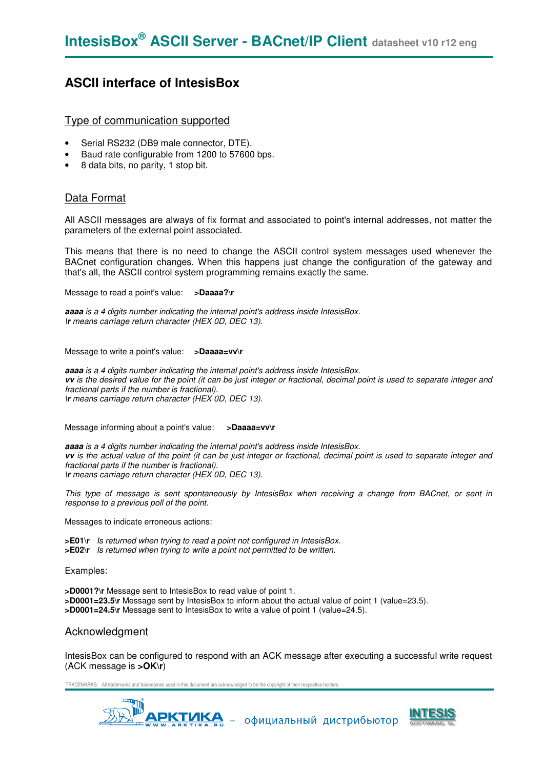# ASCII interface of IntesisBox

## Type of communication supported

- Serial RS232 (DB9 male connector, DTE).
- Baud rate configurable from 1200 to 57600 bps.
- 8 data bits, no parity, 1 stop bit.

## Data Format

All ASCII messages are always of fix format and associated to point's internal addresses, not matter the parameters of the external point associated.

This means that there is no need to change the ASCII control system messages used whenever the BACnet configuration changes. When this happens just change the configuration of the gateway and that's all, the ASCII control system programming remains exactly the same.

Message to read a point's value: **>Daaaa?\r**

***aaaa*** *is a 4 digits number indicating the internal point's address inside IntesisBox.*
***\r*** *means carriage return character (HEX 0D, DEC 13).*

Message to write a point's value: **>Daaaa=vv\r**

***aaaa*** *is a 4 digits number indicating the internal point's address inside IntesisBox.*
***vv*** *is the desired value for the point (it can be just integer or fractional, decimal point is used to separate integer and fractional parts if the number is fractional).*
***\r*** *means carriage return character (HEX 0D, DEC 13).*

Message informing about a point's value: **>Daaaa=vv\r**

***aaaa*** *is a 4 digits number indicating the internal point's address inside IntesisBox.*
***vv*** *is the actual value of the point (it can be just integer or fractional, decimal point is used to separate integer and fractional parts if the number is fractional).*
***\r*** *means carriage return character (HEX 0D, DEC 13).*

*This type of message is sent spontaneously by IntesisBox when receiving a change from BACnet, or sent in response to a previous poll of the point.*

Messages to indicate erroneous actions:

**>E01\r** *Is returned when trying to read a point not configured in IntesisBox.*
**>E02\r** *Is returned when trying to write a point not permitted to be written.*

Examples:

**>D0001?\r** Message sent to IntesisBox to read value of point 1.
**>D0001=23.5\r** Message sent by IntesisBox to inform about the actual value of point 1 (value=23.5).
**>D0001=24.5\r** Message sent to IntesisBox to write a value of point 1 (value=24.5).

## Acknowledgment

IntesisBox can be configured to respond with an ACK message after executing a successful write request (ACK message is **>OK\r**)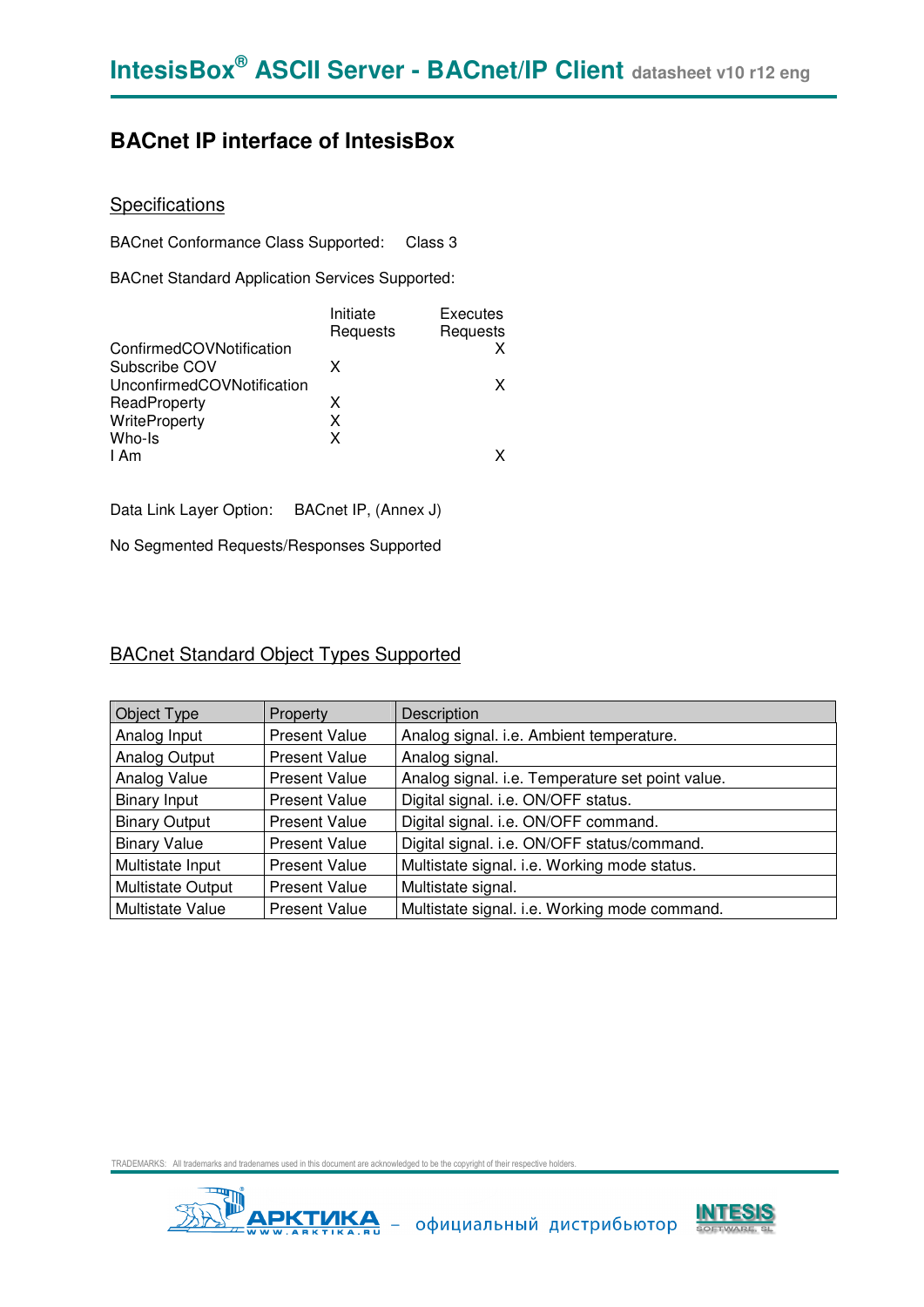# BACnet IP interface of IntesisBox

## Specifications

BACnet Conformance Class Supported: Class 3

BACnet Standard Application Services Supported:

| | Initiate Requests | Executes Requests |
|---|---|---|
| ConfirmedCOVNotification | | X |
| Subscribe COV | X | |
| UnconfirmedCOVNotification | | X |
| ReadProperty | X | |
| WriteProperty | X | |
| Who-Is | X | |
| I Am | | X |

Data Link Layer Option: BACnet IP, (Annex J)

No Segmented Requests/Responses Supported

## BACnet Standard Object Types Supported

| Object Type | Property | Description |
|---|---|---|
| Analog Input | Present Value | Analog signal. i.e. Ambient temperature. |
| Analog Output | Present Value | Analog signal. |
| Analog Value | Present Value | Analog signal. i.e. Temperature set point value. |
| Binary Input | Present Value | Digital signal. i.e. ON/OFF status. |
| Binary Output | Present Value | Digital signal. i.e. ON/OFF command. |
| Binary Value | Present Value | Digital signal. i.e. ON/OFF status/command. |
| Multistate Input | Present Value | Multistate signal. i.e. Working mode status. |
| Multistate Output | Present Value | Multistate signal. |
| Multistate Value | Present Value | Multistate signal. i.e. Working mode command. |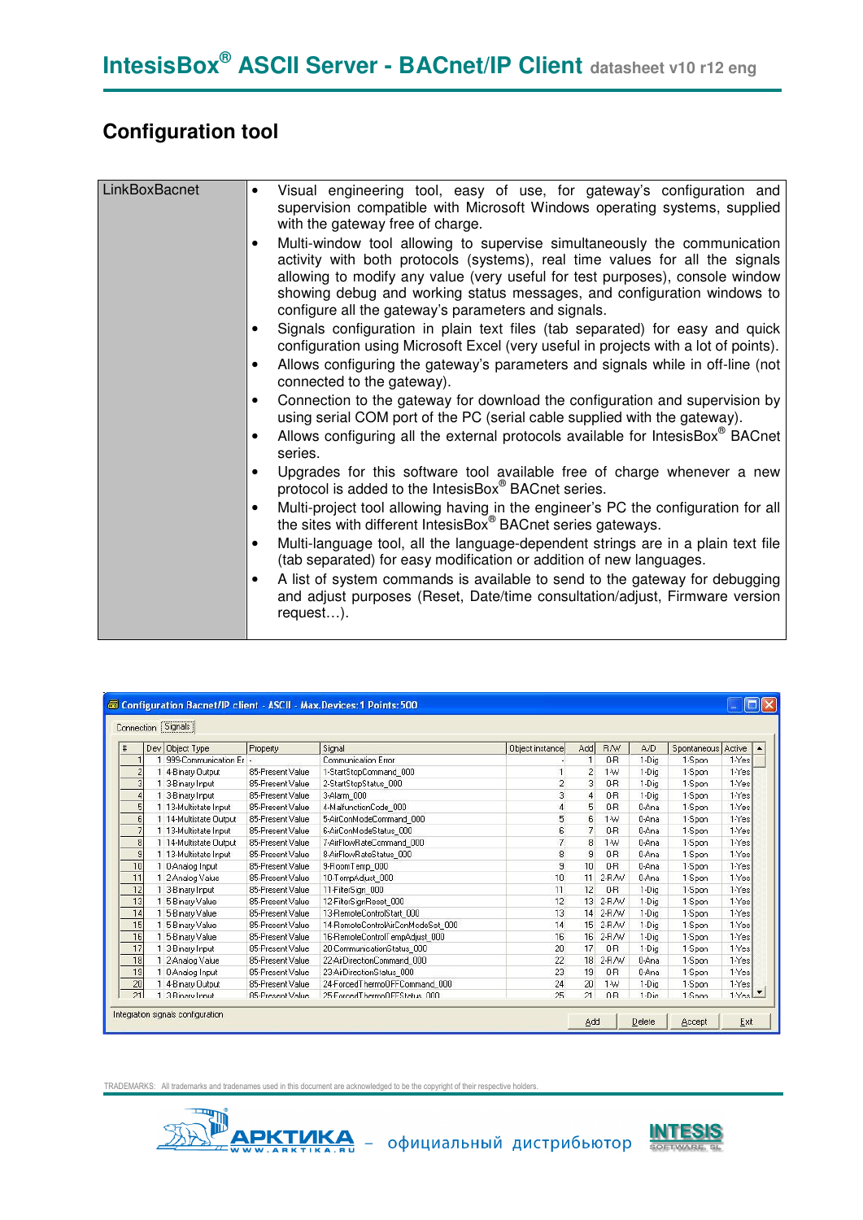## Configuration tool

| LinkBoxBacnet | • Visual engineering tool, easy of use, for gateway's configuration and supervision compatible with Microsoft Windows operating systems, supplied with the gateway free of charge.<br>• Multi-window tool allowing to supervise simultaneously the communication activity with both protocols (systems), real time values for all the signals allowing to modify any value (very useful for test purposes), console window showing debug and working status messages, and configuration windows to configure all the gateway's parameters and signals.<br>• Signals configuration in plain text files (tab separated) for easy and quick configuration using Microsoft Excel (very useful in projects with a lot of points).<br>• Allows configuring the gateway's parameters and signals while in off-line (not connected to the gateway).<br>• Connection to the gateway for download the configuration and supervision by using serial COM port of the PC (serial cable supplied with the gateway).<br>• Allows configuring all the external protocols available for IntesisBox® BACnet series.<br>• Upgrades for this software tool available free of charge whenever a new protocol is added to the IntesisBox® BACnet series.<br>• Multi-project tool allowing having in the engineer's PC the configuration for all the sites with different IntesisBox® BACnet series gateways.<br>• Multi-language tool, all the language-dependent strings are in a plain text file (tab separated) for easy modification or addition of new languages.<br>• A list of system commands is available to send to the gateway for debugging and adjust purposes (Reset, Date/time consultation/adjust, Firmware version request…). |
|---|---|

TRADEMARKS: All trademarks and tradenames used in this document are acknowledged to be the copyright of their respective holders.

АРКТИКА WWW.ARKTIKA.RU – официальный дистрибьютор INTESIS SOFTWARE SL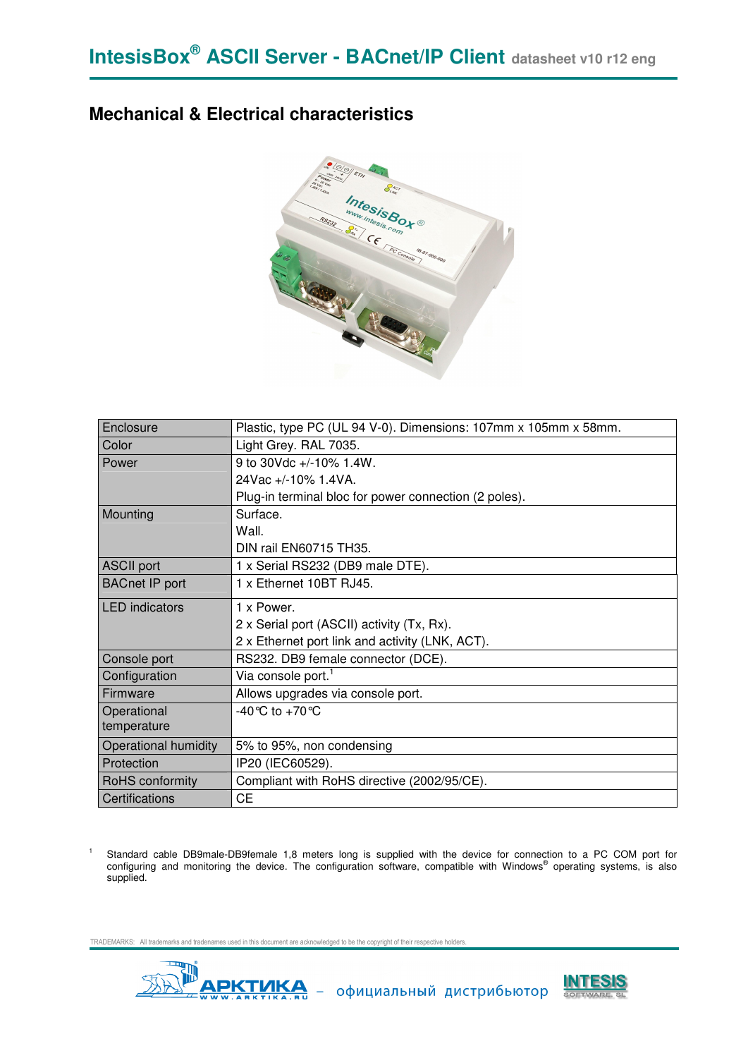## Mechanical & Electrical characteristics

| Enclosure | Plastic, type PC (UL 94 V-0). Dimensions: 107mm x 105mm x 58mm. |
|---|---|
| Color | Light Grey. RAL 7035. |
| Power | 9 to 30Vdc +/-10% 1.4W.<br>24Vac +/-10% 1.4VA.<br>Plug-in terminal bloc for power connection (2 poles). |
| Mounting | Surface.<br>Wall.<br>DIN rail EN60715 TH35. |
| ASCII port | 1 x Serial RS232 (DB9 male DTE). |
| BACnet IP port | 1 x Ethernet 10BT RJ45. |
| LED indicators | 1 x Power.<br>2 x Serial port (ASCII) activity (Tx, Rx).<br>2 x Ethernet port link and activity (LNK, ACT). |
| Console port | RS232. DB9 female connector (DCE). |
| Configuration | Via console port.[1] |
| Firmware | Allows upgrades via console port. |
| Operational temperature | -40°C to +70°C |
| Operational humidity | 5% to 95%, non condensing |
| Protection | IP20 (IEC60529). |
| RoHS conformity | Compliant with RoHS directive (2002/95/CE). |
| Certifications | CE |

[1] Standard cable DB9male-DB9female 1,8 meters long is supplied with the device for connection to a PC COM port for configuring and monitoring the device. The configuration software, compatible with Windows® operating systems, is also supplied.

TRADEMARKS: All trademarks and tradenames used in this document are acknowledged to be the copyright of their respective holders.

АРКТИКА – официальный дистрибьютор INTESIS SOFTWARE SL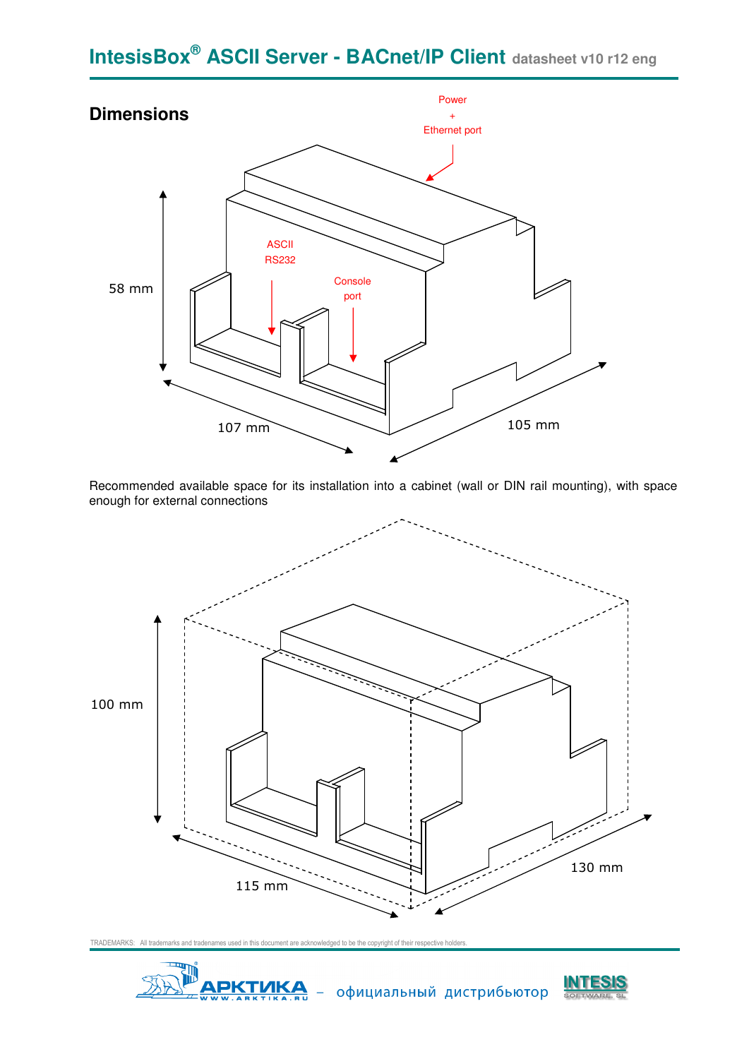## Dimensions

Power
+
Ethernet port

ASCII
RS232

Console
port

58 mm

107 mm

105 mm

Recommended available space for its installation into a cabinet (wall or DIN rail mounting), with space enough for external connections

100 mm

115 mm

130 mm

TRADEMARKS: All trademarks and tradenames used in this document are acknowledged to be the copyright of their respective holders.

АРКТИКА WWW.ARKTIKA.RU – официальный дистрибьютор INTESIS SOFTWARE, SL